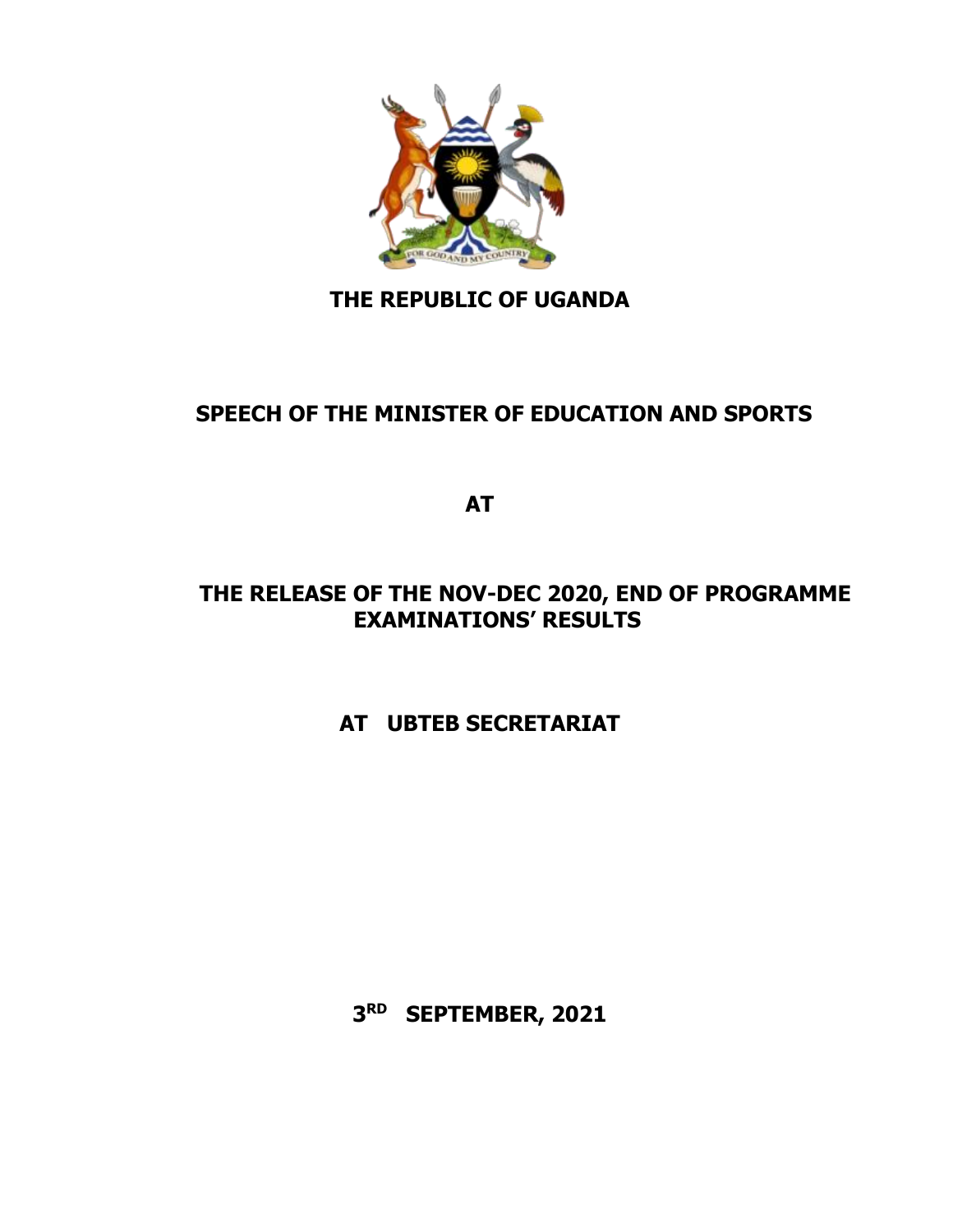# THE REPUBLIC OF UGANDA

## SPEECH OF THE MINISTER OF EDUCATION AND SPORTS

## AT

## THE RELEASE OF THE NOV-DEC 2020, END OF PROGRAMME EXAMINATIONS' RESULTS

## AT UBTEB SECRETARIAT

**3RD SEPTEMBER, 2021**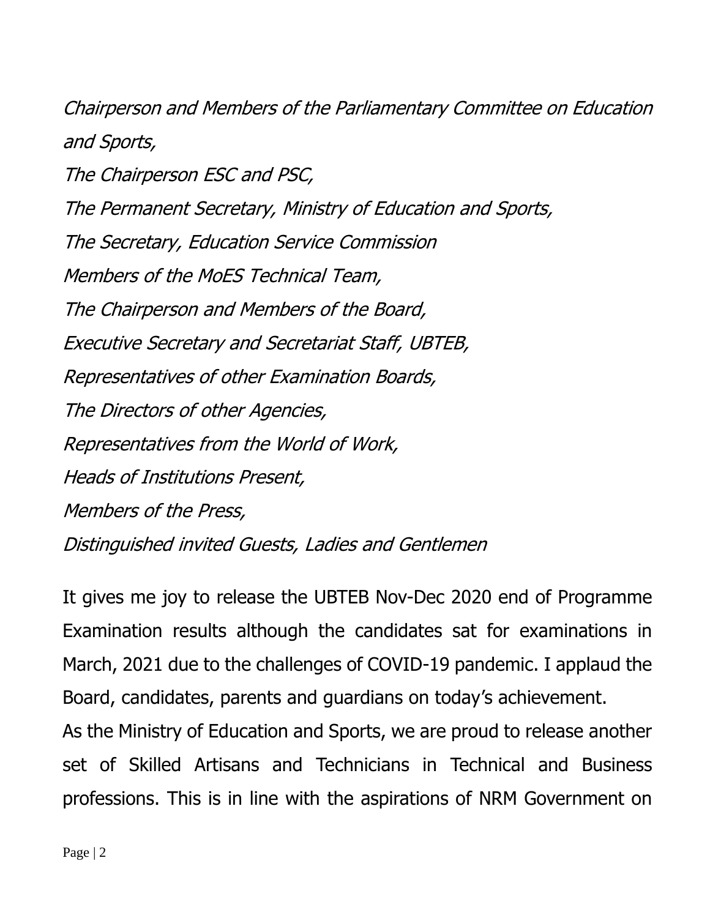*Chairperson and Members of the Parliamentary Committee on Education and Sports,*

*The Chairperson ESC and PSC,*

*The Permanent Secretary, Ministry of Education and Sports,*

*The Secretary, Education Service Commission*

*Members of the MoES Technical Team,*

*The Chairperson and Members of the Board,*

*Executive Secretary and Secretariat Staff, UBTEB,*

*Representatives of other Examination Boards,*

*The Directors of other Agencies,*

*Representatives from the World of Work,*

*Heads of Institutions Present,*

*Members of the Press,*

*Distinguished invited Guests, Ladies and Gentlemen*

It gives me joy to release the UBTEB Nov-Dec 2020 end of Programme Examination results although the candidates sat for examinations in March, 2021 due to the challenges of COVID-19 pandemic. I applaud the Board, candidates, parents and guardians on today's achievement.

As the Ministry of Education and Sports, we are proud to release another set of Skilled Artisans and Technicians in Technical and Business professions. This is in line with the aspirations of NRM Government on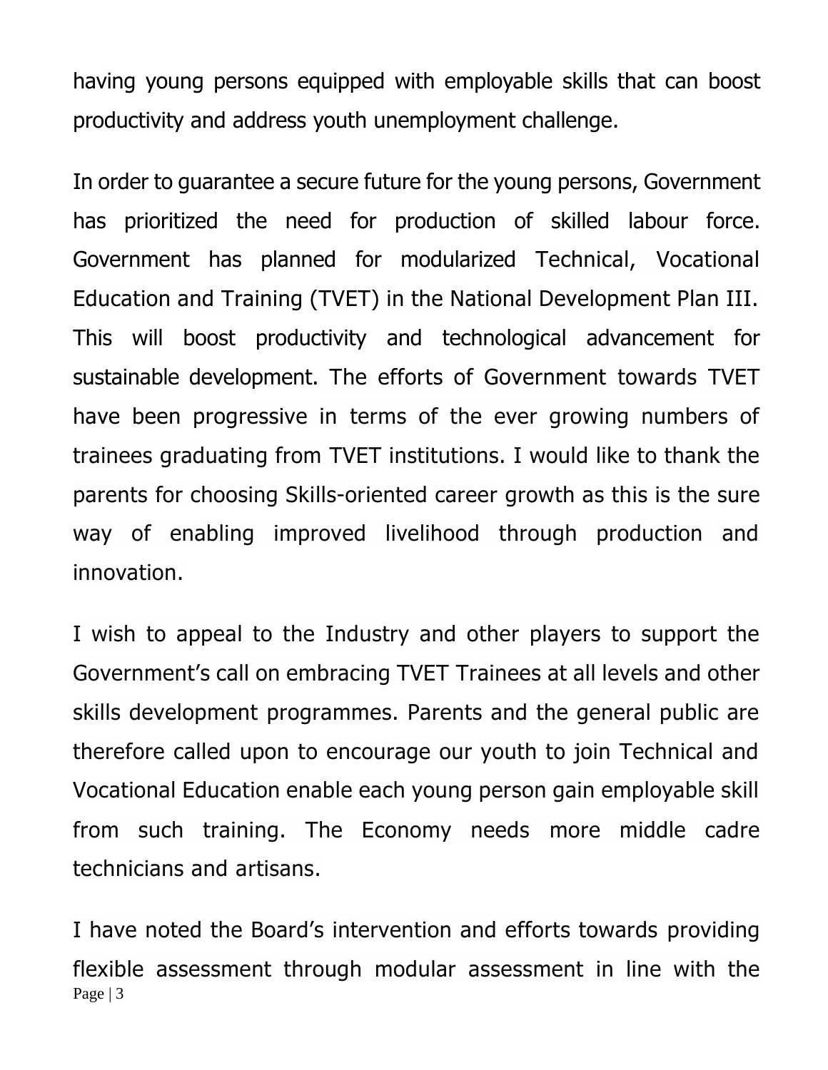having young persons equipped with employable skills that can boost productivity and address youth unemployment challenge.

In order to guarantee a secure future for the young persons, Government has prioritized the need for production of skilled labour force. Government has planned for modularized Technical, Vocational Education and Training (TVET) in the National Development Plan III. This will boost productivity and technological advancement for sustainable development. The efforts of Government towards TVET have been progressive in terms of the ever growing numbers of trainees graduating from TVET institutions. I would like to thank the parents for choosing Skills-oriented career growth as this is the sure way of enabling improved livelihood through production and innovation.

I wish to appeal to the Industry and other players to support the Government's call on embracing TVET Trainees at all levels and other skills development programmes. Parents and the general public are therefore called upon to encourage our youth to join Technical and Vocational Education enable each young person gain employable skill from such training. The Economy needs more middle cadre technicians and artisans.

I have noted the Board's intervention and efforts towards providing flexible assessment through modular assessment in line with the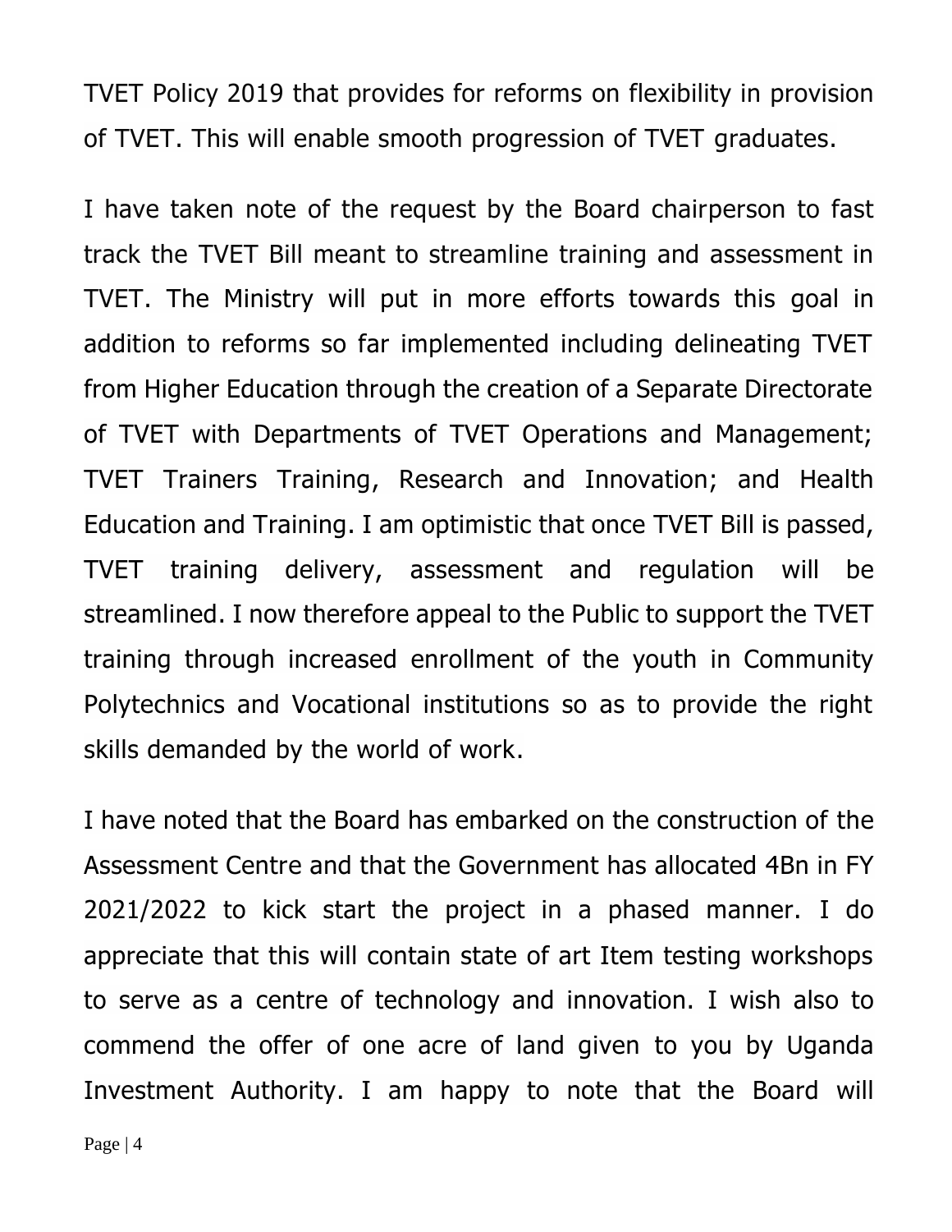TVET Policy 2019 that provides for reforms on flexibility in provision of TVET. This will enable smooth progression of TVET graduates.

I have taken note of the request by the Board chairperson to fast track the TVET Bill meant to streamline training and assessment in TVET. The Ministry will put in more efforts towards this goal in addition to reforms so far implemented including delineating TVET from Higher Education through the creation of a Separate Directorate of TVET with Departments of TVET Operations and Management; TVET Trainers Training, Research and Innovation; and Health Education and Training. I am optimistic that once TVET Bill is passed, TVET training delivery, assessment and regulation will be streamlined. I now therefore appeal to the Public to support the TVET training through increased enrollment of the youth in Community Polytechnics and Vocational institutions so as to provide the right skills demanded by the world of work.

I have noted that the Board has embarked on the construction of the Assessment Centre and that the Government has allocated 4Bn in FY 2021/2022 to kick start the project in a phased manner. I do appreciate that this will contain state of art Item testing workshops to serve as a centre of technology and innovation. I wish also to commend the offer of one acre of land given to you by Uganda Investment Authority. I am happy to note that the Board will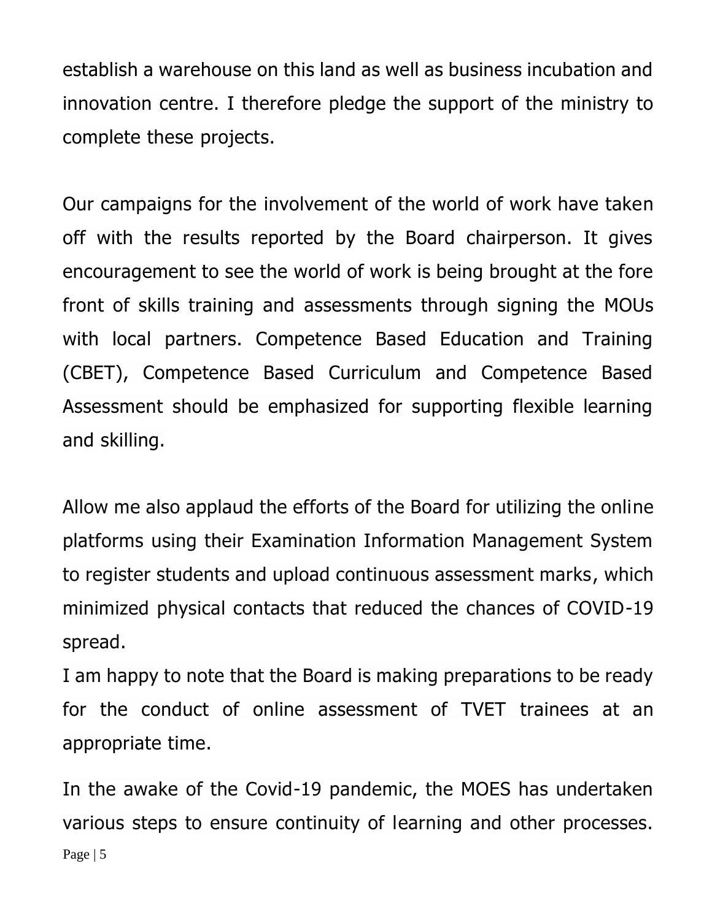establish a warehouse on this land as well as business incubation and innovation centre. I therefore pledge the support of the ministry to complete these projects.

Our campaigns for the involvement of the world of work have taken off with the results reported by the Board chairperson. It gives encouragement to see the world of work is being brought at the fore front of skills training and assessments through signing the MOUs with local partners. Competence Based Education and Training (CBET), Competence Based Curriculum and Competence Based Assessment should be emphasized for supporting flexible learning and skilling.

Allow me also applaud the efforts of the Board for utilizing the online platforms using their Examination Information Management System to register students and upload continuous assessment marks, which minimized physical contacts that reduced the chances of COVID-19 spread.

I am happy to note that the Board is making preparations to be ready for the conduct of online assessment of TVET trainees at an appropriate time.

In the awake of the Covid-19 pandemic, the MOES has undertaken various steps to ensure continuity of learning and other processes.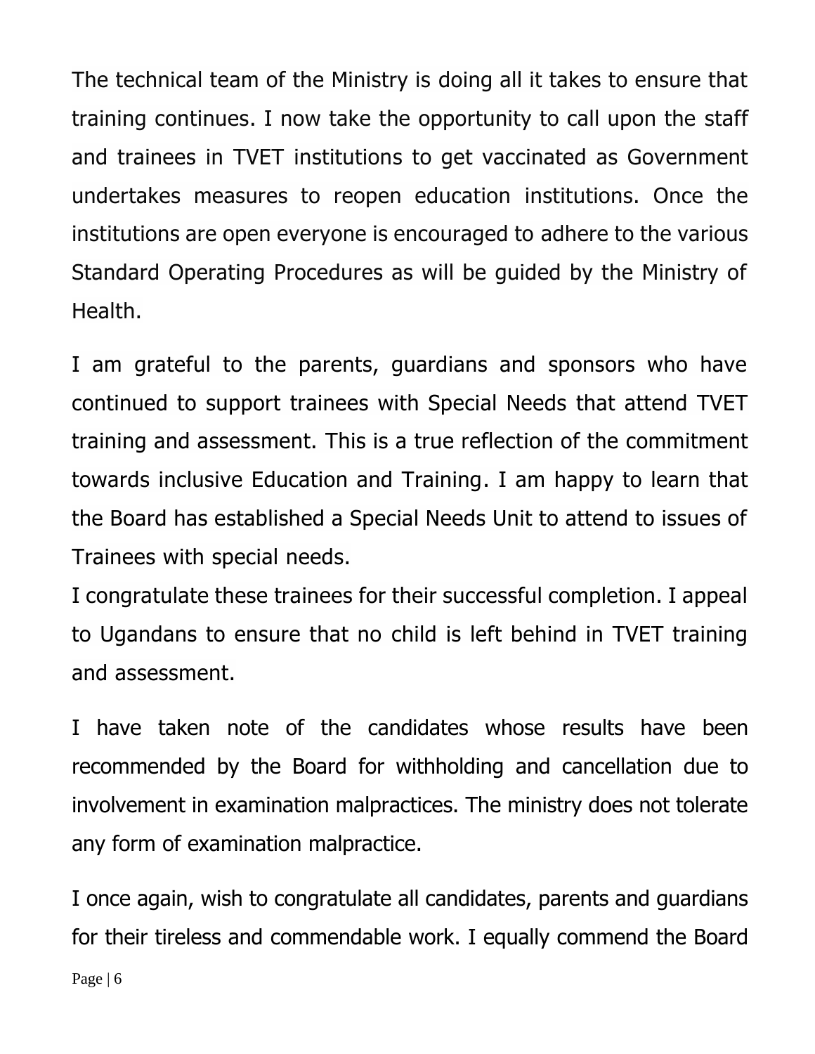The technical team of the Ministry is doing all it takes to ensure that training continues. I now take the opportunity to call upon the staff and trainees in TVET institutions to get vaccinated as Government undertakes measures to reopen education institutions. Once the institutions are open everyone is encouraged to adhere to the various Standard Operating Procedures as will be guided by the Ministry of Health.

I am grateful to the parents, guardians and sponsors who have continued to support trainees with Special Needs that attend TVET training and assessment. This is a true reflection of the commitment towards inclusive Education and Training. I am happy to learn that the Board has established a Special Needs Unit to attend to issues of Trainees with special needs.
I congratulate these trainees for their successful completion. I appeal to Ugandans to ensure that no child is left behind in TVET training and assessment.

I have taken note of the candidates whose results have been recommended by the Board for withholding and cancellation due to involvement in examination malpractices. The ministry does not tolerate any form of examination malpractice.

I once again, wish to congratulate all candidates, parents and guardians for their tireless and commendable work. I equally commend the Board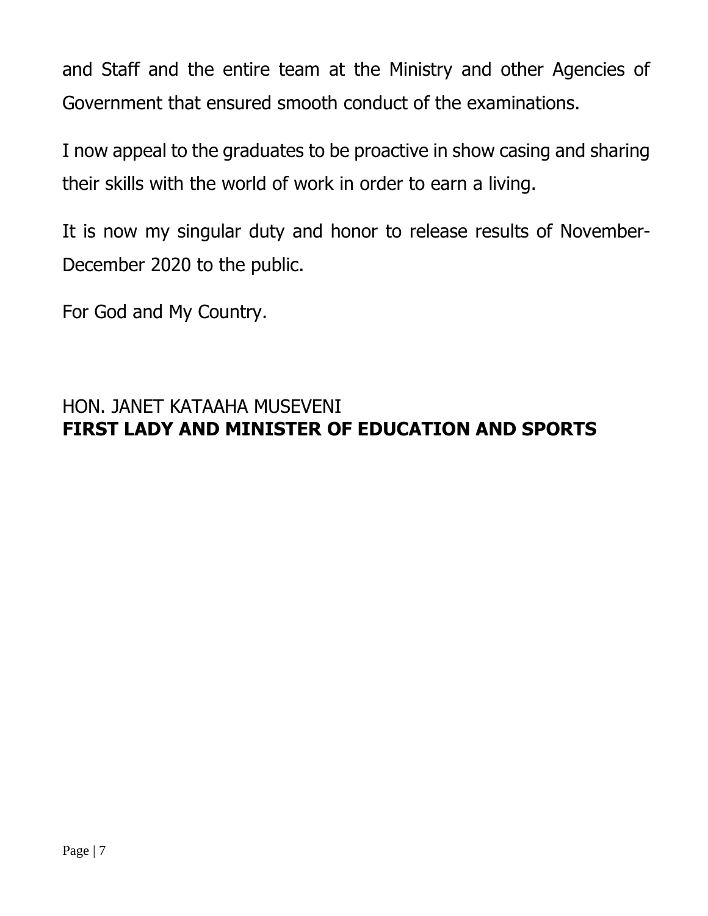and Staff and the entire team at the Ministry and other Agencies of Government that ensured smooth conduct of the examinations.

I now appeal to the graduates to be proactive in show casing and sharing their skills with the world of work in order to earn a living.

It is now my singular duty and honor to release results of November-December 2020 to the public.

For God and My Country.

HON. JANET KATAAHA MUSEVENI
**FIRST LADY AND MINISTER OF EDUCATION AND SPORTS**